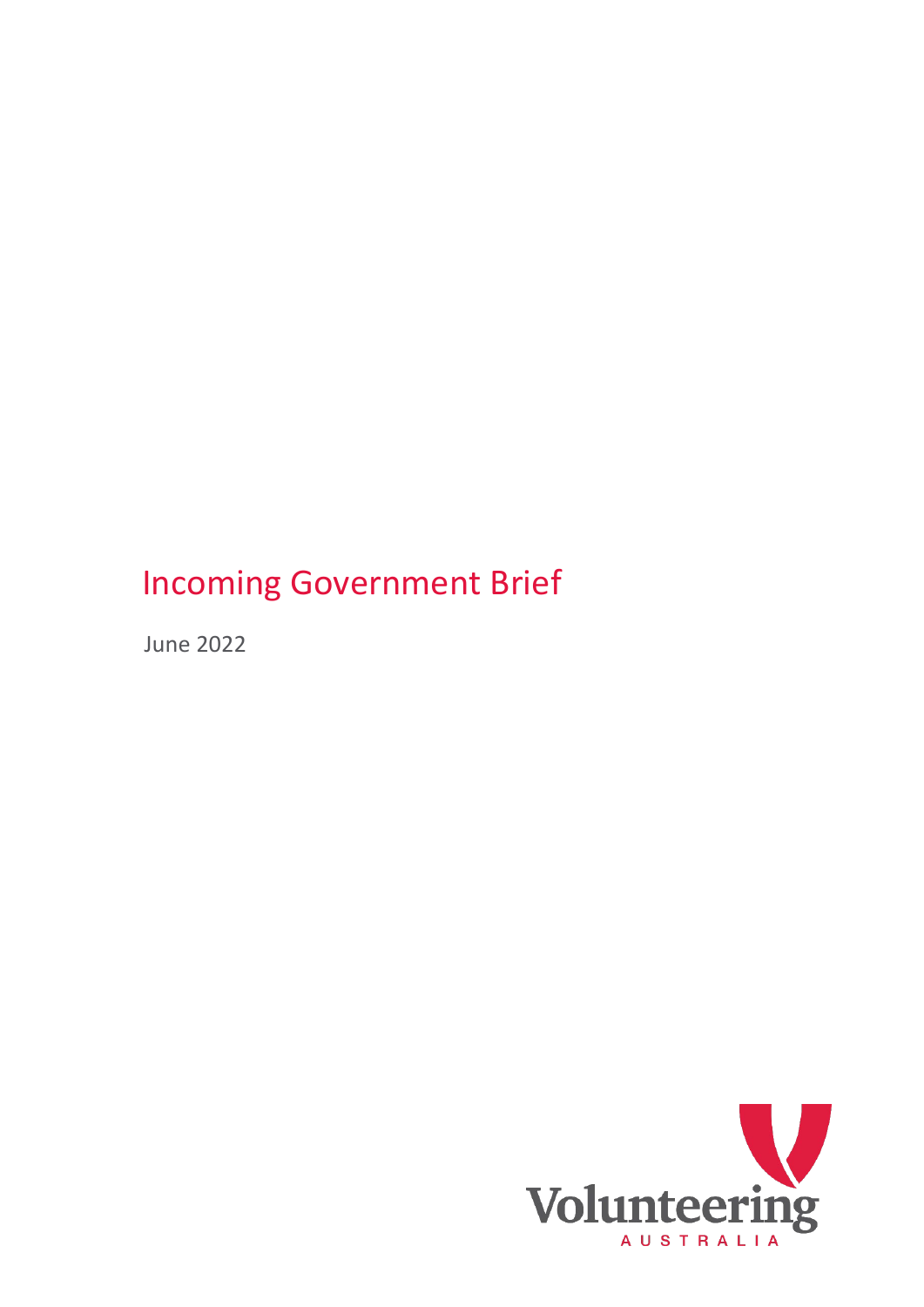# Incoming Government Brief

June 2022

Volunteering

AUSTRALIA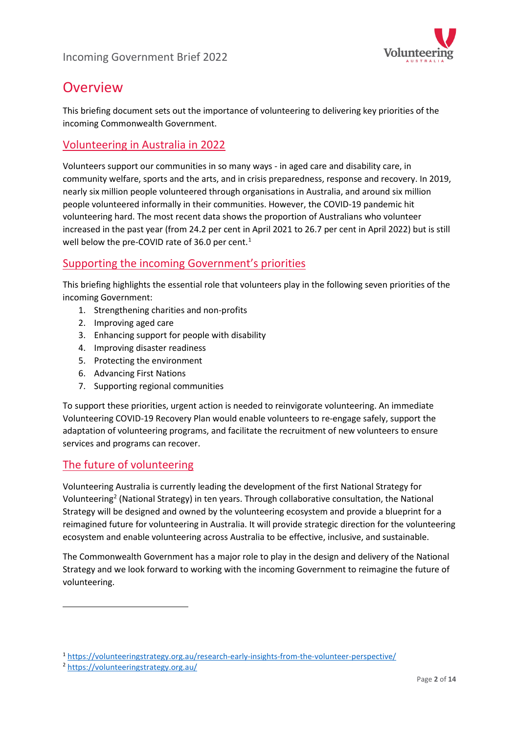# Overview

This briefing document sets out the importance of volunteering to delivering key priorities of the incoming Commonwealth Government.

## Volunteering in Australia in 2022

Volunteers support our communities in so many ways - in aged care and disability care, in community welfare, sports and the arts, and in crisis preparedness, response and recovery. In 2019, nearly six million people volunteered through organisations in Australia, and around six million people volunteered informally in their communities. However, the COVID-19 pandemic hit volunteering hard. The most recent data shows the proportion of Australians who volunteer increased in the past year (from 24.2 per cent in April 2021 to 26.7 per cent in April 2022) but is still well below the pre-COVID rate of 36.0 per cent.[1]

## Supporting the incoming Government's priorities

This briefing highlights the essential role that volunteers play in the following seven priorities of the incoming Government:

1. Strengthening charities and non-profits
2. Improving aged care
3. Enhancing support for people with disability
4. Improving disaster readiness
5. Protecting the environment
6. Advancing First Nations
7. Supporting regional communities

To support these priorities, urgent action is needed to reinvigorate volunteering. An immediate Volunteering COVID-19 Recovery Plan would enable volunteers to re-engage safely, support the adaptation of volunteering programs, and facilitate the recruitment of new volunteers to ensure services and programs can recover.

## The future of volunteering

Volunteering Australia is currently leading the development of the first National Strategy for Volunteering[2] (National Strategy) in ten years. Through collaborative consultation, the National Strategy will be designed and owned by the volunteering ecosystem and provide a blueprint for a reimagined future for volunteering in Australia. It will provide strategic direction for the volunteering ecosystem and enable volunteering across Australia to be effective, inclusive, and sustainable.

The Commonwealth Government has a major role to play in the design and delivery of the National Strategy and we look forward to working with the incoming Government to reimagine the future of volunteering.

---

[1] https://volunteeringstrategy.org.au/research-early-insights-from-the-volunteer-perspective/

[2] https://volunteeringstrategy.org.au/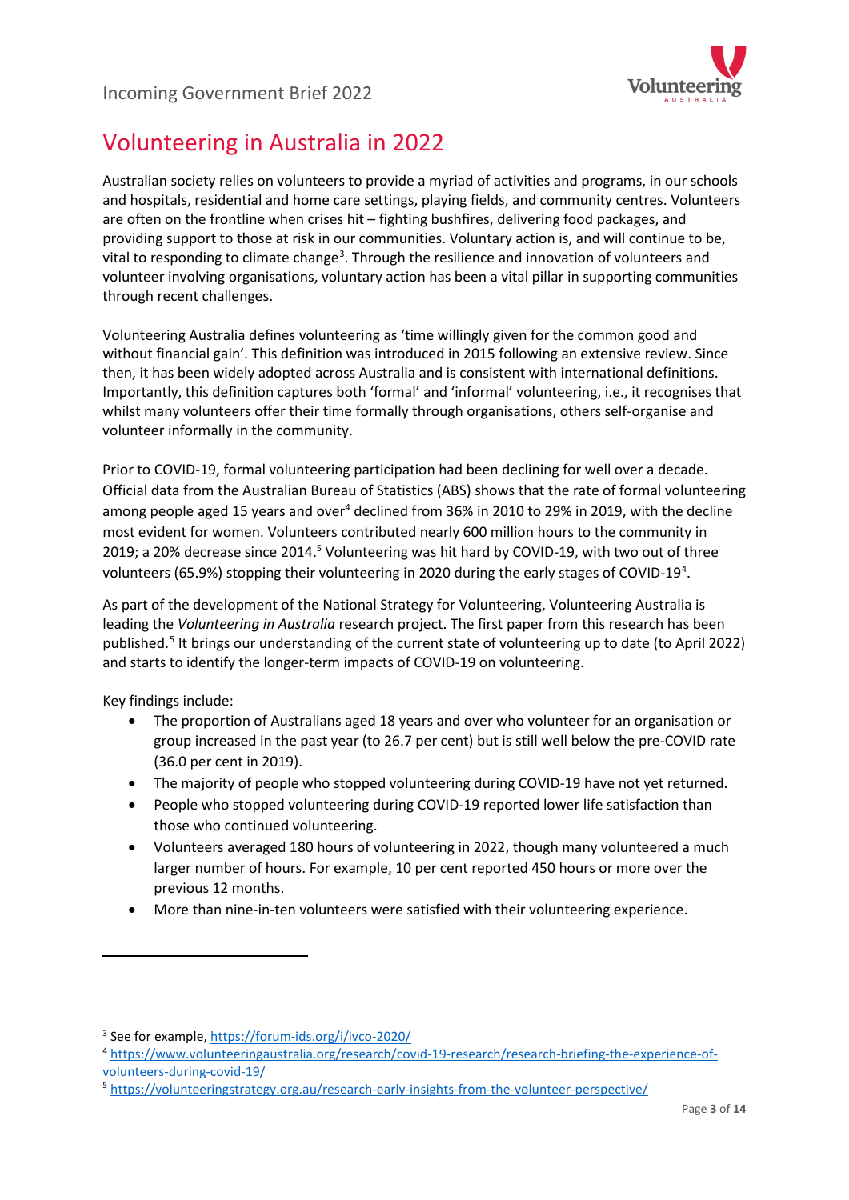# Volunteering in Australia in 2022

Australian society relies on volunteers to provide a myriad of activities and programs, in our schools and hospitals, residential and home care settings, playing fields, and community centres. Volunteers are often on the frontline when crises hit – fighting bushfires, delivering food packages, and providing support to those at risk in our communities. Voluntary action is, and will continue to be, vital to responding to climate change[3]. Through the resilience and innovation of volunteers and volunteer involving organisations, voluntary action has been a vital pillar in supporting communities through recent challenges.

Volunteering Australia defines volunteering as 'time willingly given for the common good and without financial gain'. This definition was introduced in 2015 following an extensive review. Since then, it has been widely adopted across Australia and is consistent with international definitions. Importantly, this definition captures both 'formal' and 'informal' volunteering, i.e., it recognises that whilst many volunteers offer their time formally through organisations, others self-organise and volunteer informally in the community.

Prior to COVID-19, formal volunteering participation had been declining for well over a decade. Official data from the Australian Bureau of Statistics (ABS) shows that the rate of formal volunteering among people aged 15 years and over[4] declined from 36% in 2010 to 29% in 2019, with the decline most evident for women. Volunteers contributed nearly 600 million hours to the community in 2019; a 20% decrease since 2014.[5] Volunteering was hit hard by COVID-19, with two out of three volunteers (65.9%) stopping their volunteering in 2020 during the early stages of COVID-19[4].

As part of the development of the National Strategy for Volunteering, Volunteering Australia is leading the *Volunteering in Australia* research project. The first paper from this research has been published.[5] It brings our understanding of the current state of volunteering up to date (to April 2022) and starts to identify the longer-term impacts of COVID-19 on volunteering.

Key findings include:

- The proportion of Australians aged 18 years and over who volunteer for an organisation or group increased in the past year (to 26.7 per cent) but is still well below the pre-COVID rate (36.0 per cent in 2019).
- The majority of people who stopped volunteering during COVID-19 have not yet returned.
- People who stopped volunteering during COVID-19 reported lower life satisfaction than those who continued volunteering.
- Volunteers averaged 180 hours of volunteering in 2022, though many volunteered a much larger number of hours. For example, 10 per cent reported 450 hours or more over the previous 12 months.
- More than nine-in-ten volunteers were satisfied with their volunteering experience.

---

[3] See for example, https://forum-ids.org/i/ivco-2020/

[4] https://www.volunteeringaustralia.org/research/covid-19-research/research-briefing-the-experience-of-volunteers-during-covid-19/

[5] https://volunteeringstrategy.org.au/research-early-insights-from-the-volunteer-perspective/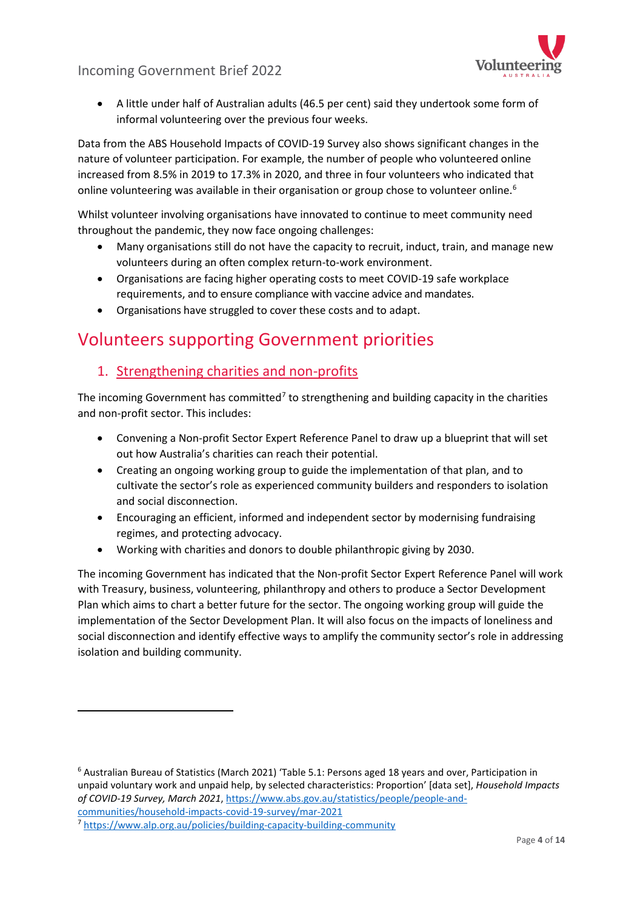- A little under half of Australian adults (46.5 per cent) said they undertook some form of informal volunteering over the previous four weeks.

Data from the ABS Household Impacts of COVID-19 Survey also shows significant changes in the nature of volunteer participation. For example, the number of people who volunteered online increased from 8.5% in 2019 to 17.3% in 2020, and three in four volunteers who indicated that online volunteering was available in their organisation or group chose to volunteer online.[6]

Whilst volunteer involving organisations have innovated to continue to meet community need throughout the pandemic, they now face ongoing challenges:

- Many organisations still do not have the capacity to recruit, induct, train, and manage new volunteers during an often complex return-to-work environment.
- Organisations are facing higher operating costs to meet COVID-19 safe workplace requirements, and to ensure compliance with vaccine advice and mandates.
- Organisations have struggled to cover these costs and to adapt.

# Volunteers supporting Government priorities

## 1. Strengthening charities and non-profits

The incoming Government has committed[7] to strengthening and building capacity in the charities and non-profit sector. This includes:

- Convening a Non-profit Sector Expert Reference Panel to draw up a blueprint that will set out how Australia's charities can reach their potential.
- Creating an ongoing working group to guide the implementation of that plan, and to cultivate the sector's role as experienced community builders and responders to isolation and social disconnection.
- Encouraging an efficient, informed and independent sector by modernising fundraising regimes, and protecting advocacy.
- Working with charities and donors to double philanthropic giving by 2030.

The incoming Government has indicated that the Non-profit Sector Expert Reference Panel will work with Treasury, business, volunteering, philanthropy and others to produce a Sector Development Plan which aims to chart a better future for the sector. The ongoing working group will guide the implementation of the Sector Development Plan. It will also focus on the impacts of loneliness and social disconnection and identify effective ways to amplify the community sector's role in addressing isolation and building community.

---

[6] Australian Bureau of Statistics (March 2021) 'Table 5.1: Persons aged 18 years and over, Participation in unpaid voluntary work and unpaid help, by selected characteristics: Proportion' [data set], *Household Impacts of COVID-19 Survey, March 2021*, https://www.abs.gov.au/statistics/people/people-and-communities/household-impacts-covid-19-survey/mar-2021

[7] https://www.alp.org.au/policies/building-capacity-building-community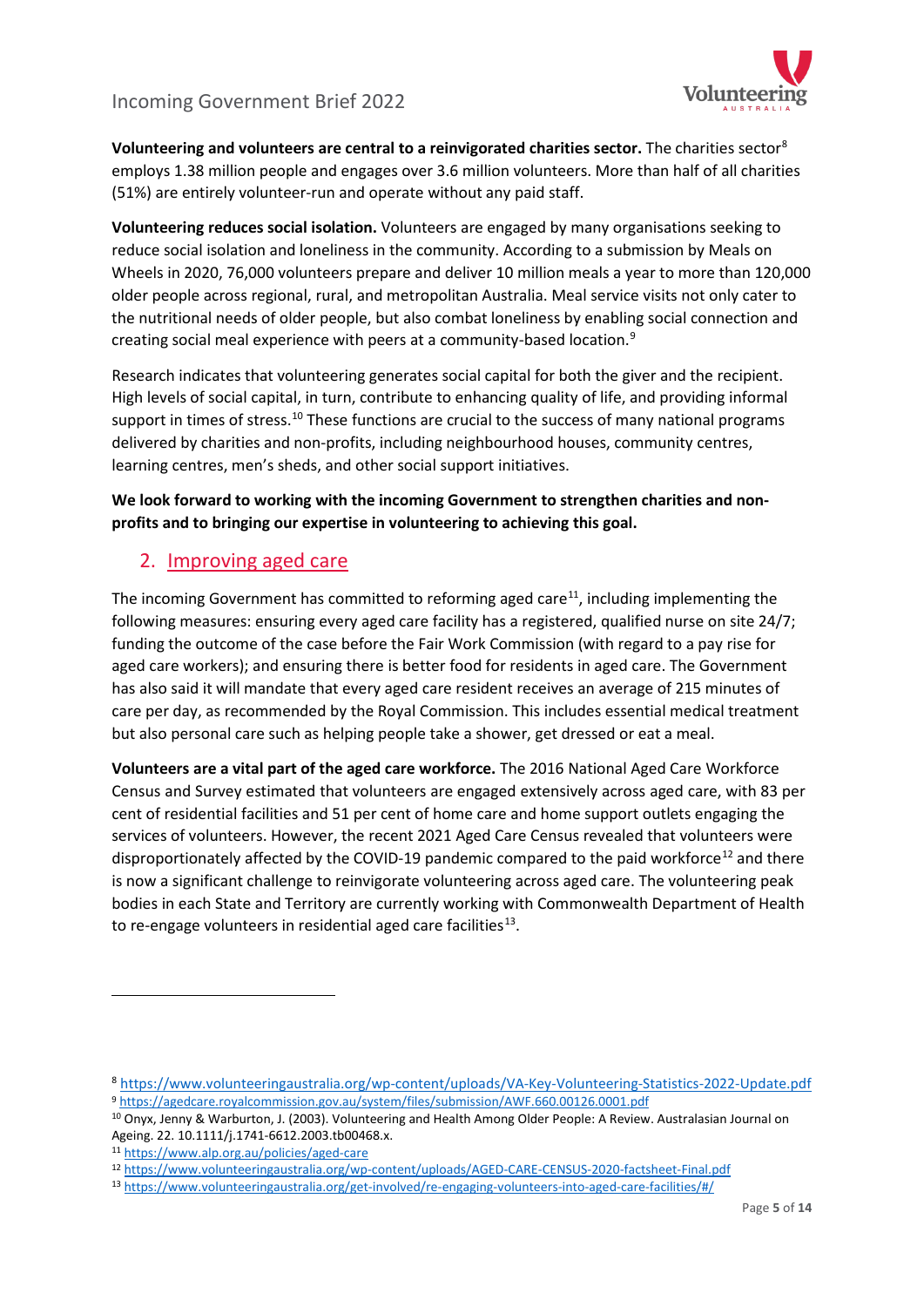**Volunteering and volunteers are central to a reinvigorated charities sector.** The charities sector[8] employs 1.38 million people and engages over 3.6 million volunteers. More than half of all charities (51%) are entirely volunteer-run and operate without any paid staff.

**Volunteering reduces social isolation.** Volunteers are engaged by many organisations seeking to reduce social isolation and loneliness in the community. According to a submission by Meals on Wheels in 2020, 76,000 volunteers prepare and deliver 10 million meals a year to more than 120,000 older people across regional, rural, and metropolitan Australia. Meal service visits not only cater to the nutritional needs of older people, but also combat loneliness by enabling social connection and creating social meal experience with peers at a community-based location.[9]

Research indicates that volunteering generates social capital for both the giver and the recipient. High levels of social capital, in turn, contribute to enhancing quality of life, and providing informal support in times of stress.[10] These functions are crucial to the success of many national programs delivered by charities and non-profits, including neighbourhood houses, community centres, learning centres, men's sheds, and other social support initiatives.

**We look forward to working with the incoming Government to strengthen charities and non-profits and to bringing our expertise in volunteering to achieving this goal.**

## 2. Improving aged care

The incoming Government has committed to reforming aged care[11], including implementing the following measures: ensuring every aged care facility has a registered, qualified nurse on site 24/7; funding the outcome of the case before the Fair Work Commission (with regard to a pay rise for aged care workers); and ensuring there is better food for residents in aged care. The Government has also said it will mandate that every aged care resident receives an average of 215 minutes of care per day, as recommended by the Royal Commission. This includes essential medical treatment but also personal care such as helping people take a shower, get dressed or eat a meal.

**Volunteers are a vital part of the aged care workforce.** The 2016 National Aged Care Workforce Census and Survey estimated that volunteers are engaged extensively across aged care, with 83 per cent of residential facilities and 51 per cent of home care and home support outlets engaging the services of volunteers. However, the recent 2021 Aged Care Census revealed that volunteers were disproportionately affected by the COVID-19 pandemic compared to the paid workforce[12] and there is now a significant challenge to reinvigorate volunteering across aged care. The volunteering peak bodies in each State and Territory are currently working with Commonwealth Department of Health to re-engage volunteers in residential aged care facilities[13].

---

[8] https://www.volunteeringaustralia.org/wp-content/uploads/VA-Key-Volunteering-Statistics-2022-Update.pdf

[9] https://agedcare.royalcommission.gov.au/system/files/submission/AWF.660.00126.0001.pdf

[10] Onyx, Jenny & Warburton, J. (2003). Volunteering and Health Among Older People: A Review. Australasian Journal on Ageing. 22. 10.1111/j.1741-6612.2003.tb00468.x.

[11] https://www.alp.org.au/policies/aged-care

[12] https://www.volunteeringaustralia.org/wp-content/uploads/AGED-CARE-CENSUS-2020-factsheet-Final.pdf

[13] https://www.volunteeringaustralia.org/get-involved/re-engaging-volunteers-into-aged-care-facilities/#/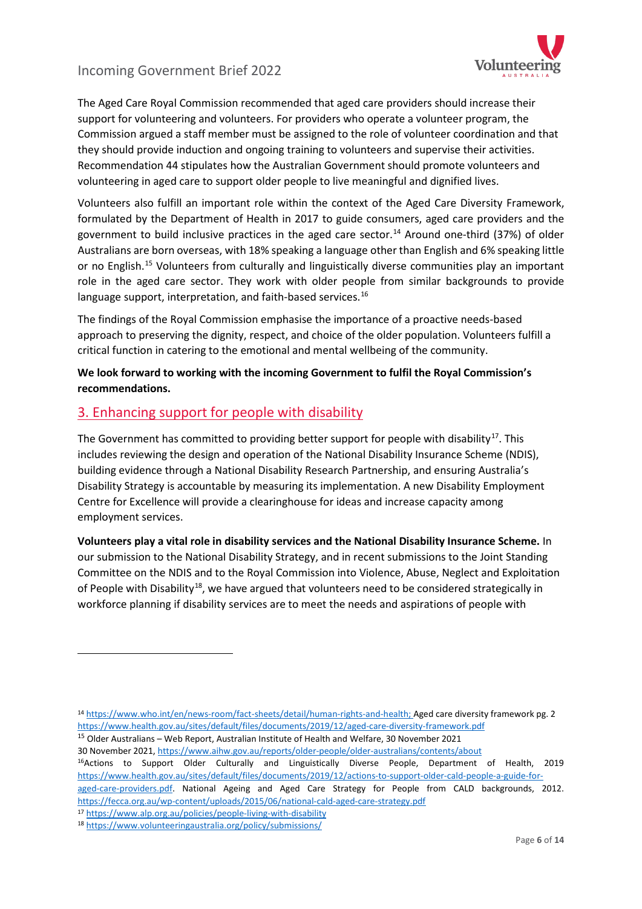The Aged Care Royal Commission recommended that aged care providers should increase their support for volunteering and volunteers. For providers who operate a volunteer program, the Commission argued a staff member must be assigned to the role of volunteer coordination and that they should provide induction and ongoing training to volunteers and supervise their activities. Recommendation 44 stipulates how the Australian Government should promote volunteers and volunteering in aged care to support older people to live meaningful and dignified lives.

Volunteers also fulfill an important role within the context of the Aged Care Diversity Framework, formulated by the Department of Health in 2017 to guide consumers, aged care providers and the government to build inclusive practices in the aged care sector.[14] Around one-third (37%) of older Australians are born overseas, with 18% speaking a language other than English and 6% speaking little or no English.[15] Volunteers from culturally and linguistically diverse communities play an important role in the aged care sector. They work with older people from similar backgrounds to provide language support, interpretation, and faith-based services.[16]

The findings of the Royal Commission emphasise the importance of a proactive needs-based approach to preserving the dignity, respect, and choice of the older population. Volunteers fulfill a critical function in catering to the emotional and mental wellbeing of the community.

**We look forward to working with the incoming Government to fulfil the Royal Commission's recommendations.**

## 3. Enhancing support for people with disability

The Government has committed to providing better support for people with disability[17]. This includes reviewing the design and operation of the National Disability Insurance Scheme (NDIS), building evidence through a National Disability Research Partnership, and ensuring Australia's Disability Strategy is accountable by measuring its implementation. A new Disability Employment Centre for Excellence will provide a clearinghouse for ideas and increase capacity among employment services.

**Volunteers play a vital role in disability services and the National Disability Insurance Scheme.** In our submission to the National Disability Strategy, and in recent submissions to the Joint Standing Committee on the NDIS and to the Royal Commission into Violence, Abuse, Neglect and Exploitation of People with Disability[18], we have argued that volunteers need to be considered strategically in workforce planning if disability services are to meet the needs and aspirations of people with

---

[14] https://www.who.int/en/news-room/fact-sheets/detail/human-rights-and-health; Aged care diversity framework pg. 2 https://www.health.gov.au/sites/default/files/documents/2019/12/aged-care-diversity-framework.pdf

[15] Older Australians – Web Report, Australian Institute of Health and Welfare, 30 November 2021
30 November 2021, https://www.aihw.gov.au/reports/older-people/older-australians/contents/about

[16] Actions to Support Older Culturally and Linguistically Diverse People, Department of Health, 2019 https://www.health.gov.au/sites/default/files/documents/2019/12/actions-to-support-older-cald-people-a-guide-for-aged-care-providers.pdf. National Ageing and Aged Care Strategy for People from CALD backgrounds, 2012. https://fecca.org.au/wp-content/uploads/2015/06/national-cald-aged-care-strategy.pdf

[17] https://www.alp.org.au/policies/people-living-with-disability

[18] https://www.volunteeringaustralia.org/policy/submissions/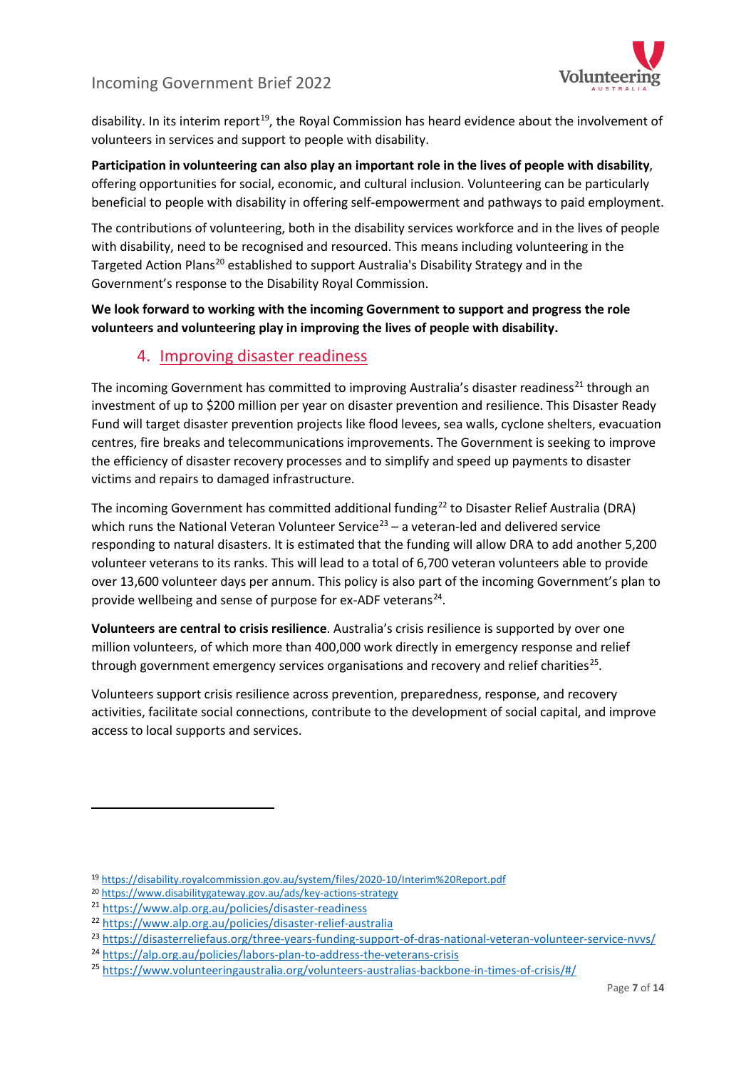disability. In its interim report[19], the Royal Commission has heard evidence about the involvement of volunteers in services and support to people with disability.

**Participation in volunteering can also play an important role in the lives of people with disability**, offering opportunities for social, economic, and cultural inclusion. Volunteering can be particularly beneficial to people with disability in offering self-empowerment and pathways to paid employment.

The contributions of volunteering, both in the disability services workforce and in the lives of people with disability, need to be recognised and resourced. This means including volunteering in the Targeted Action Plans[20] established to support Australia's Disability Strategy and in the Government's response to the Disability Royal Commission.

**We look forward to working with the incoming Government to support and progress the role volunteers and volunteering play in improving the lives of people with disability.**

## 4. Improving disaster readiness

The incoming Government has committed to improving Australia's disaster readiness[21] through an investment of up to $200 million per year on disaster prevention and resilience. This Disaster Ready Fund will target disaster prevention projects like flood levees, sea walls, cyclone shelters, evacuation centres, fire breaks and telecommunications improvements. The Government is seeking to improve the efficiency of disaster recovery processes and to simplify and speed up payments to disaster victims and repairs to damaged infrastructure.

The incoming Government has committed additional funding[22] to Disaster Relief Australia (DRA) which runs the National Veteran Volunteer Service[23] – a veteran-led and delivered service responding to natural disasters. It is estimated that the funding will allow DRA to add another 5,200 volunteer veterans to its ranks. This will lead to a total of 6,700 veteran volunteers able to provide over 13,600 volunteer days per annum. This policy is also part of the incoming Government's plan to provide wellbeing and sense of purpose for ex-ADF veterans[24].

**Volunteers are central to crisis resilience**. Australia's crisis resilience is supported by over one million volunteers, of which more than 400,000 work directly in emergency response and relief through government emergency services organisations and recovery and relief charities[25].

Volunteers support crisis resilience across prevention, preparedness, response, and recovery activities, facilitate social connections, contribute to the development of social capital, and improve access to local supports and services.

---

[19] https://disability.royalcommission.gov.au/system/files/2020-10/Interim%20Report.pdf
[20] https://www.disabilitygateway.gov.au/ads/key-actions-strategy
[21] https://www.alp.org.au/policies/disaster-readiness
[22] https://www.alp.org.au/policies/disaster-relief-australia
[23] https://disasterreliefaus.org/three-years-funding-support-of-dras-national-veteran-volunteer-service-nvvs/
[24] https://alp.org.au/policies/labors-plan-to-address-the-veterans-crisis
[25] https://www.volunteeringaustralia.org/volunteers-australias-backbone-in-times-of-crisis/#/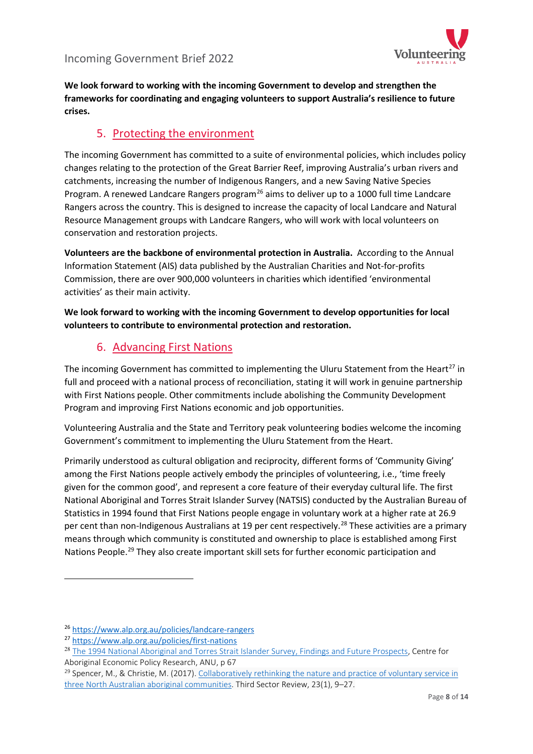**We look forward to working with the incoming Government to develop and strengthen the frameworks for coordinating and engaging volunteers to support Australia's resilience to future crises.**

## 5. Protecting the environment

The incoming Government has committed to a suite of environmental policies, which includes policy changes relating to the protection of the Great Barrier Reef, improving Australia's urban rivers and catchments, increasing the number of Indigenous Rangers, and a new Saving Native Species Program. A renewed Landcare Rangers program[26] aims to deliver up to a 1000 full time Landcare Rangers across the country. This is designed to increase the capacity of local Landcare and Natural Resource Management groups with Landcare Rangers, who will work with local volunteers on conservation and restoration projects.

**Volunteers are the backbone of environmental protection in Australia.** According to the Annual Information Statement (AIS) data published by the Australian Charities and Not-for-profits Commission, there are over 900,000 volunteers in charities which identified 'environmental activities' as their main activity.

**We look forward to working with the incoming Government to develop opportunities for local volunteers to contribute to environmental protection and restoration.**

## 6. Advancing First Nations

The incoming Government has committed to implementing the Uluru Statement from the Heart[27] in full and proceed with a national process of reconciliation, stating it will work in genuine partnership with First Nations people. Other commitments include abolishing the Community Development Program and improving First Nations economic and job opportunities.

Volunteering Australia and the State and Territory peak volunteering bodies welcome the incoming Government's commitment to implementing the Uluru Statement from the Heart.

Primarily understood as cultural obligation and reciprocity, different forms of 'Community Giving' among the First Nations people actively embody the principles of volunteering, i.e., 'time freely given for the common good', and represent a core feature of their everyday cultural life. The first National Aboriginal and Torres Strait Islander Survey (NATSIS) conducted by the Australian Bureau of Statistics in 1994 found that First Nations people engage in voluntary work at a higher rate at 26.9 per cent than non-Indigenous Australians at 19 per cent respectively.[28] These activities are a primary means through which community is constituted and ownership to place is established among First Nations People.[29] They also create important skill sets for further economic participation and

---

[26] https://www.alp.org.au/policies/landcare-rangers

[27] https://www.alp.org.au/policies/first-nations

[28] The 1994 National Aboriginal and Torres Strait Islander Survey, Findings and Future Prospects, Centre for Aboriginal Economic Policy Research, ANU, p 67

[29] Spencer, M., & Christie, M. (2017). Collaboratively rethinking the nature and practice of voluntary service in three North Australian aboriginal communities. Third Sector Review, 23(1), 9–27.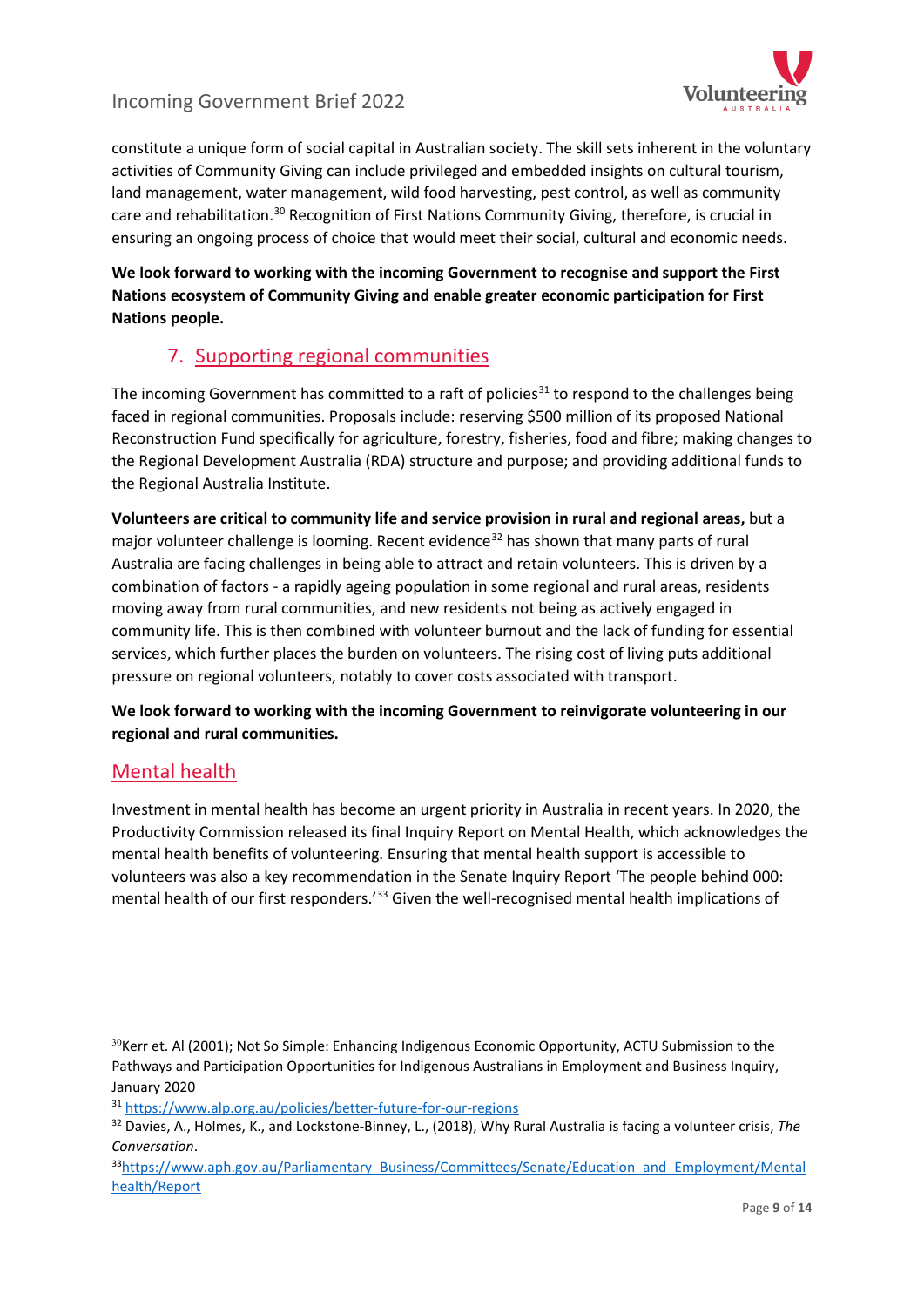constitute a unique form of social capital in Australian society. The skill sets inherent in the voluntary activities of Community Giving can include privileged and embedded insights on cultural tourism, land management, water management, wild food harvesting, pest control, as well as community care and rehabilitation.[30] Recognition of First Nations Community Giving, therefore, is crucial in ensuring an ongoing process of choice that would meet their social, cultural and economic needs.

**We look forward to working with the incoming Government to recognise and support the First Nations ecosystem of Community Giving and enable greater economic participation for First Nations people.**

## 7. Supporting regional communities

The incoming Government has committed to a raft of policies[31] to respond to the challenges being faced in regional communities. Proposals include: reserving $500 million of its proposed National Reconstruction Fund specifically for agriculture, forestry, fisheries, food and fibre; making changes to the Regional Development Australia (RDA) structure and purpose; and providing additional funds to the Regional Australia Institute.

**Volunteers are critical to community life and service provision in rural and regional areas,** but a major volunteer challenge is looming. Recent evidence[32] has shown that many parts of rural Australia are facing challenges in being able to attract and retain volunteers. This is driven by a combination of factors - a rapidly ageing population in some regional and rural areas, residents moving away from rural communities, and new residents not being as actively engaged in community life. This is then combined with volunteer burnout and the lack of funding for essential services, which further places the burden on volunteers. The rising cost of living puts additional pressure on regional volunteers, notably to cover costs associated with transport.

**We look forward to working with the incoming Government to reinvigorate volunteering in our regional and rural communities.**

## Mental health

Investment in mental health has become an urgent priority in Australia in recent years. In 2020, the Productivity Commission released its final Inquiry Report on Mental Health, which acknowledges the mental health benefits of volunteering. Ensuring that mental health support is accessible to volunteers was also a key recommendation in the Senate Inquiry Report 'The people behind 000: mental health of our first responders.'[33] Given the well-recognised mental health implications of

---

[30] Kerr et. Al (2001); Not So Simple: Enhancing Indigenous Economic Opportunity, ACTU Submission to the Pathways and Participation Opportunities for Indigenous Australians in Employment and Business Inquiry, January 2020

[31] https://www.alp.org.au/policies/better-future-for-our-regions

[32] Davies, A., Holmes, K., and Lockstone-Binney, L., (2018), Why Rural Australia is facing a volunteer crisis, *The Conversation*.

[33] https://www.aph.gov.au/Parliamentary_Business/Committees/Senate/Education_and_Employment/Mentalhealth/Report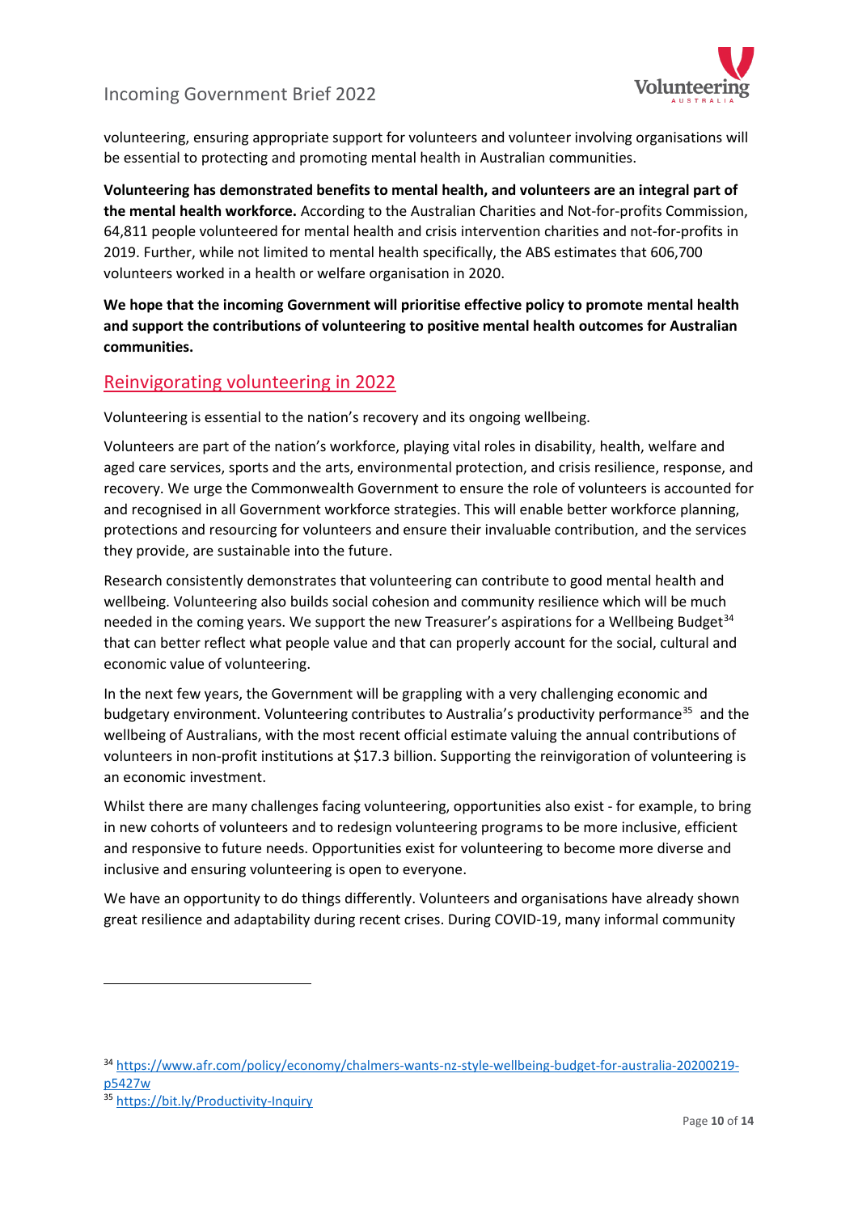volunteering, ensuring appropriate support for volunteers and volunteer involving organisations will be essential to protecting and promoting mental health in Australian communities.

**Volunteering has demonstrated benefits to mental health, and volunteers are an integral part of the mental health workforce.** According to the Australian Charities and Not-for-profits Commission, 64,811 people volunteered for mental health and crisis intervention charities and not-for-profits in 2019. Further, while not limited to mental health specifically, the ABS estimates that 606,700 volunteers worked in a health or welfare organisation in 2020.

**We hope that the incoming Government will prioritise effective policy to promote mental health and support the contributions of volunteering to positive mental health outcomes for Australian communities.**

## Reinvigorating volunteering in 2022

Volunteering is essential to the nation's recovery and its ongoing wellbeing.

Volunteers are part of the nation's workforce, playing vital roles in disability, health, welfare and aged care services, sports and the arts, environmental protection, and crisis resilience, response, and recovery. We urge the Commonwealth Government to ensure the role of volunteers is accounted for and recognised in all Government workforce strategies. This will enable better workforce planning, protections and resourcing for volunteers and ensure their invaluable contribution, and the services they provide, are sustainable into the future.

Research consistently demonstrates that volunteering can contribute to good mental health and wellbeing. Volunteering also builds social cohesion and community resilience which will be much needed in the coming years. We support the new Treasurer's aspirations for a Wellbeing Budget[34] that can better reflect what people value and that can properly account for the social, cultural and economic value of volunteering.

In the next few years, the Government will be grappling with a very challenging economic and budgetary environment. Volunteering contributes to Australia's productivity performance[35] and the wellbeing of Australians, with the most recent official estimate valuing the annual contributions of volunteers in non-profit institutions at $17.3 billion. Supporting the reinvigoration of volunteering is an economic investment.

Whilst there are many challenges facing volunteering, opportunities also exist - for example, to bring in new cohorts of volunteers and to redesign volunteering programs to be more inclusive, efficient and responsive to future needs. Opportunities exist for volunteering to become more diverse and inclusive and ensuring volunteering is open to everyone.

We have an opportunity to do things differently. Volunteers and organisations have already shown great resilience and adaptability during recent crises. During COVID-19, many informal community

---

[34] https://www.afr.com/policy/economy/chalmers-wants-nz-style-wellbeing-budget-for-australia-20200219-p5427w

[35] https://bit.ly/Productivity-Inquiry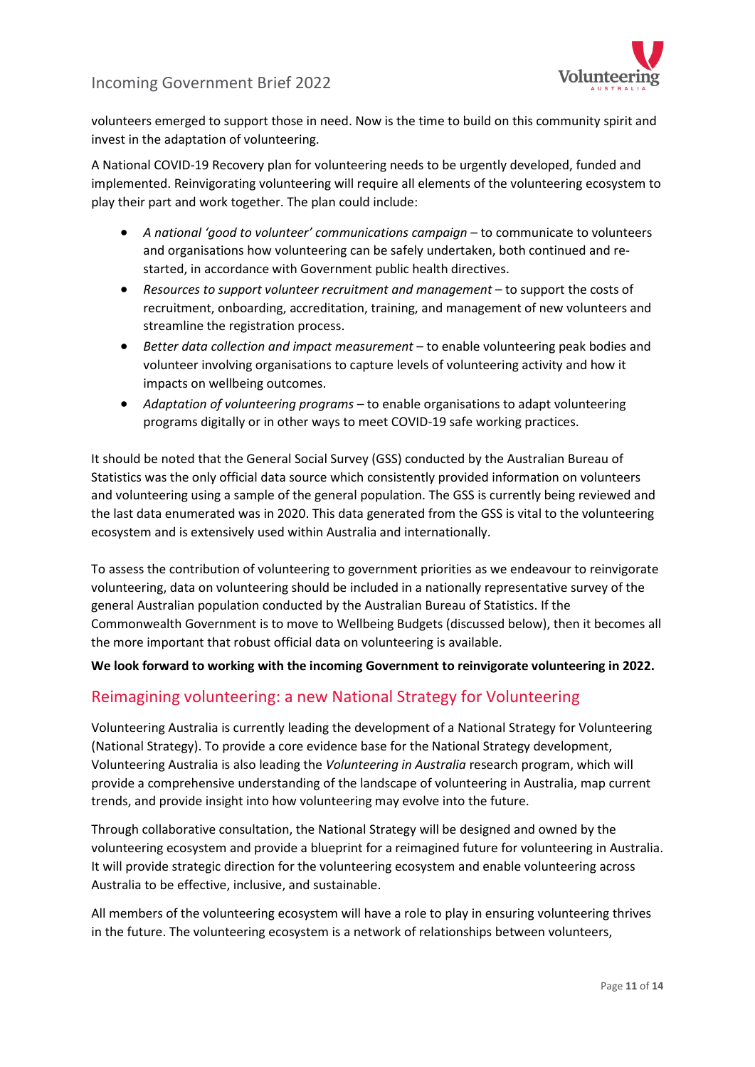volunteers emerged to support those in need. Now is the time to build on this community spirit and invest in the adaptation of volunteering.

A National COVID-19 Recovery plan for volunteering needs to be urgently developed, funded and implemented. Reinvigorating volunteering will require all elements of the volunteering ecosystem to play their part and work together. The plan could include:

- *A national 'good to volunteer' communications campaign* – to communicate to volunteers and organisations how volunteering can be safely undertaken, both continued and re-started, in accordance with Government public health directives.
- *Resources to support volunteer recruitment and management* – to support the costs of recruitment, onboarding, accreditation, training, and management of new volunteers and streamline the registration process.
- *Better data collection and impact measurement* – to enable volunteering peak bodies and volunteer involving organisations to capture levels of volunteering activity and how it impacts on wellbeing outcomes.
- *Adaptation of volunteering programs* – to enable organisations to adapt volunteering programs digitally or in other ways to meet COVID-19 safe working practices.

It should be noted that the General Social Survey (GSS) conducted by the Australian Bureau of Statistics was the only official data source which consistently provided information on volunteers and volunteering using a sample of the general population. The GSS is currently being reviewed and the last data enumerated was in 2020. This data generated from the GSS is vital to the volunteering ecosystem and is extensively used within Australia and internationally.

To assess the contribution of volunteering to government priorities as we endeavour to reinvigorate volunteering, data on volunteering should be included in a nationally representative survey of the general Australian population conducted by the Australian Bureau of Statistics. If the Commonwealth Government is to move to Wellbeing Budgets (discussed below), then it becomes all the more important that robust official data on volunteering is available.

**We look forward to working with the incoming Government to reinvigorate volunteering in 2022.**

## Reimagining volunteering: a new National Strategy for Volunteering

Volunteering Australia is currently leading the development of a National Strategy for Volunteering (National Strategy). To provide a core evidence base for the National Strategy development, Volunteering Australia is also leading the *Volunteering in Australia* research program, which will provide a comprehensive understanding of the landscape of volunteering in Australia, map current trends, and provide insight into how volunteering may evolve into the future.

Through collaborative consultation, the National Strategy will be designed and owned by the volunteering ecosystem and provide a blueprint for a reimagined future for volunteering in Australia. It will provide strategic direction for the volunteering ecosystem and enable volunteering across Australia to be effective, inclusive, and sustainable.

All members of the volunteering ecosystem will have a role to play in ensuring volunteering thrives in the future. The volunteering ecosystem is a network of relationships between volunteers,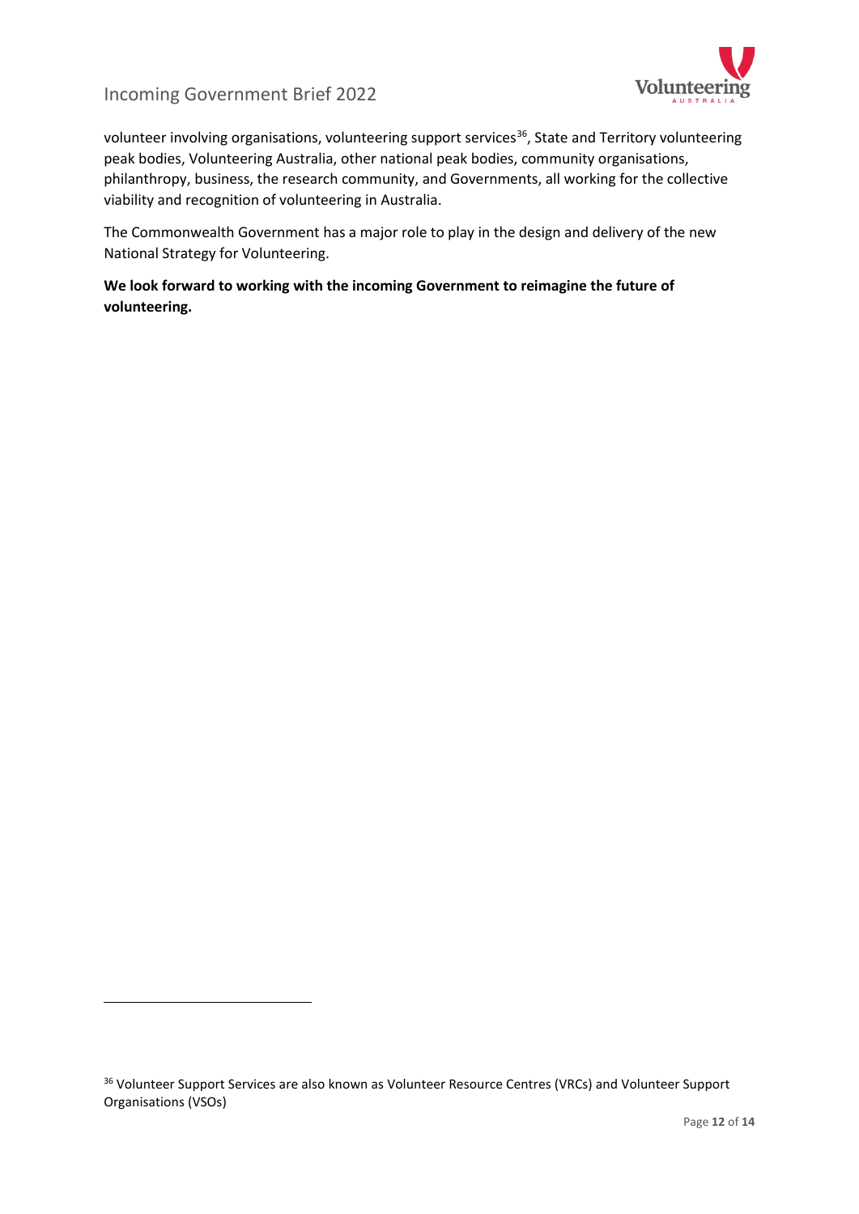volunteer involving organisations, volunteering support services[36], State and Territory volunteering peak bodies, Volunteering Australia, other national peak bodies, community organisations, philanthropy, business, the research community, and Governments, all working for the collective viability and recognition of volunteering in Australia.

The Commonwealth Government has a major role to play in the design and delivery of the new National Strategy for Volunteering.

**We look forward to working with the incoming Government to reimagine the future of volunteering.**

[36] Volunteer Support Services are also known as Volunteer Resource Centres (VRCs) and Volunteer Support Organisations (VSOs)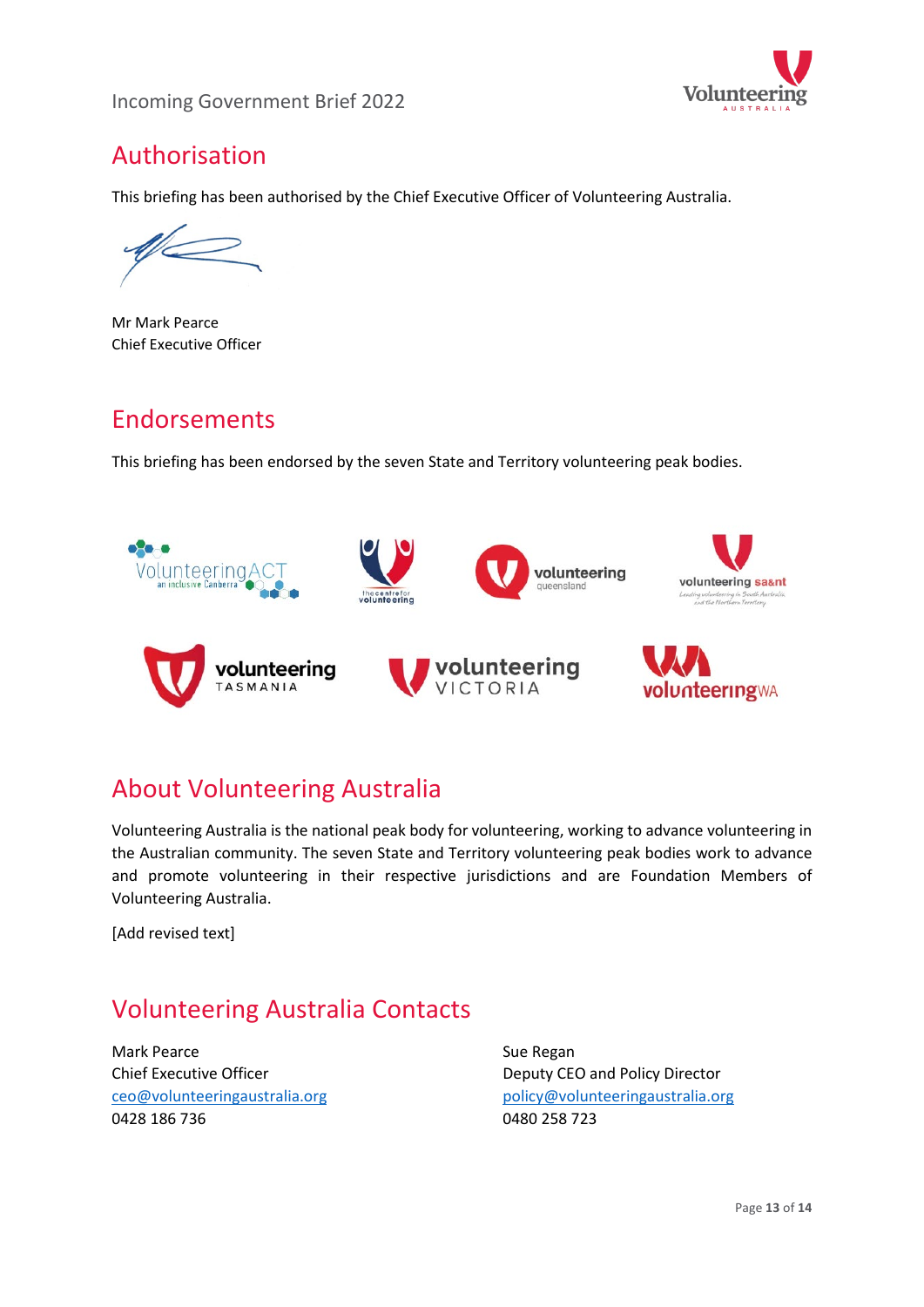## Authorisation

This briefing has been authorised by the Chief Executive Officer of Volunteering Australia.

Mr Mark Pearce
Chief Executive Officer

## Endorsements

This briefing has been endorsed by the seven State and Territory volunteering peak bodies.

## About Volunteering Australia

Volunteering Australia is the national peak body for volunteering, working to advance volunteering in the Australian community. The seven State and Territory volunteering peak bodies work to advance and promote volunteering in their respective jurisdictions and are Foundation Members of Volunteering Australia.

[Add revised text]

## Volunteering Australia Contacts

Mark Pearce
Chief Executive Officer
ceo@volunteeringaustralia.org
0428 186 736

Sue Regan
Deputy CEO and Policy Director
policy@volunteeringaustralia.org
0480 258 723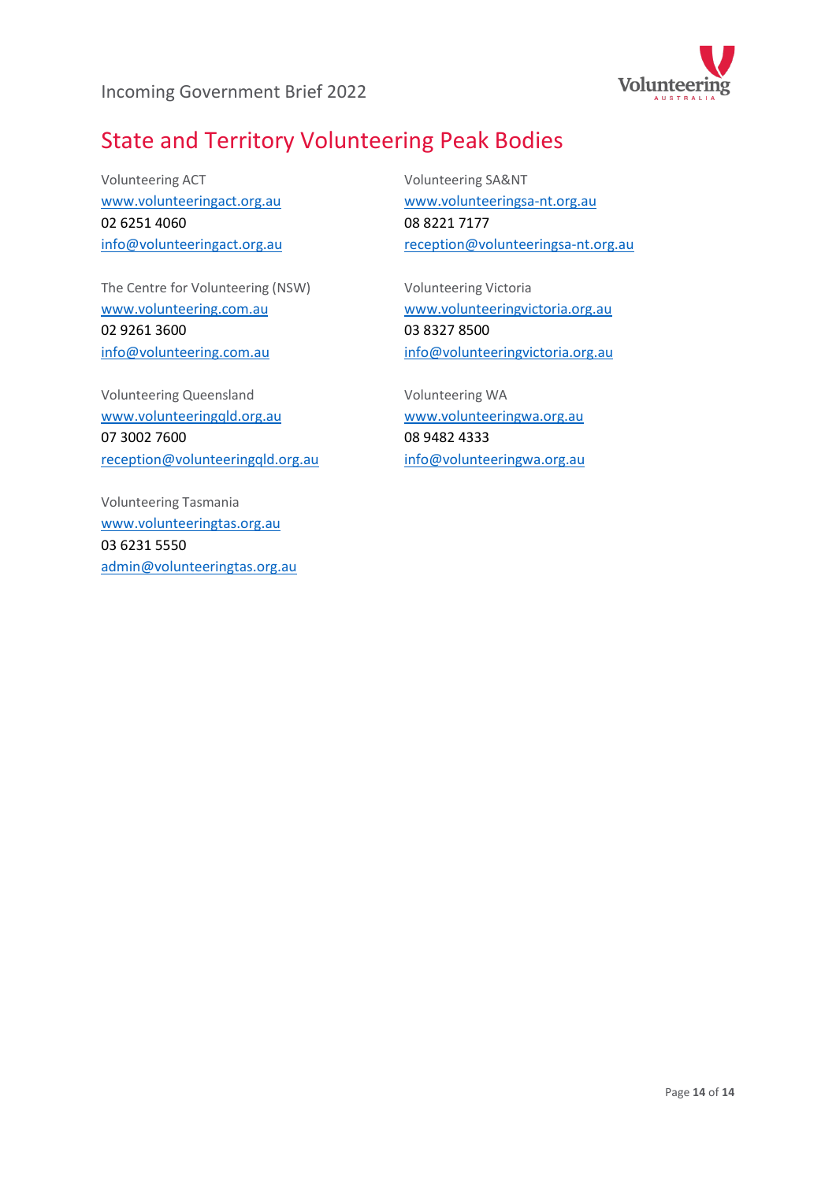# State and Territory Volunteering Peak Bodies

Volunteering ACT
www.volunteeringact.org.au
02 6251 4060
info@volunteeringact.org.au

The Centre for Volunteering (NSW)
www.volunteering.com.au
02 9261 3600
info@volunteering.com.au

Volunteering Queensland
www.volunteeringqld.org.au
07 3002 7600
reception@volunteeringqld.org.au

Volunteering Tasmania
www.volunteeringtas.org.au
03 6231 5550
admin@volunteeringtas.org.au

Volunteering SA&NT
www.volunteeringsa-nt.org.au
08 8221 7177
reception@volunteeringsa-nt.org.au

Volunteering Victoria
www.volunteeringvictoria.org.au
03 8327 8500
info@volunteeringvictoria.org.au

Volunteering WA
www.volunteeringwa.org.au
08 9482 4333
info@volunteeringwa.org.au